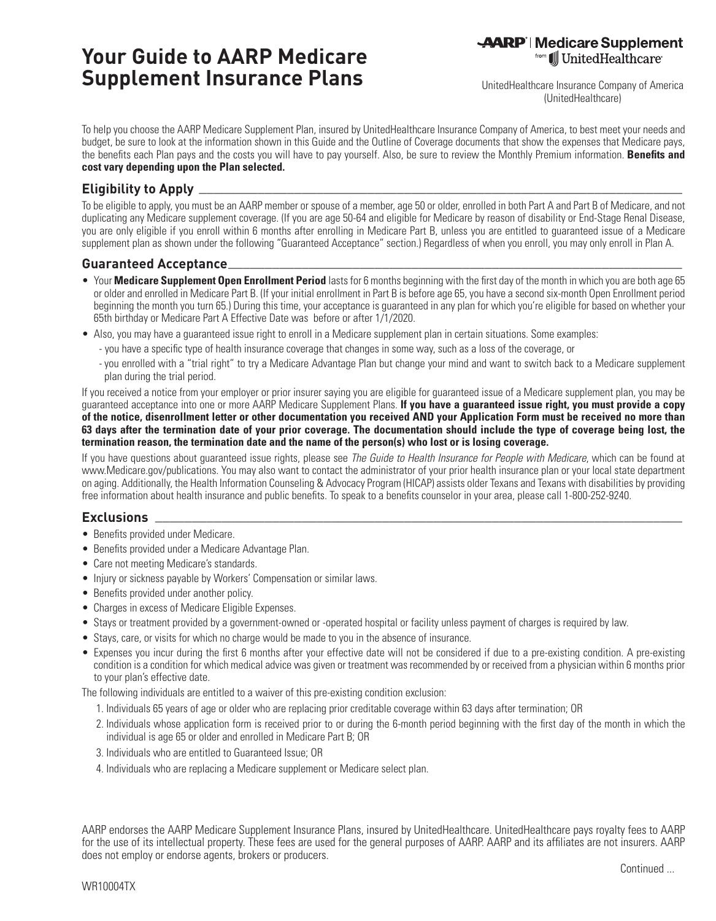# Your Guide to AARP Medicare Supplement Insurance Plans

AARP | Medicare Supplement from UnitedHealthcare

UnitedHealthcare Insurance Company of America (UnitedHealthcare)

To help you choose the AARP Medicare Supplement Plan, insured by UnitedHealthcare Insurance Company of America, to best meet your needs and budget, be sure to look at the information shown in this Guide and the Outline of Coverage documents that show the expenses that Medicare pays, the benefits each Plan pays and the costs you will have to pay yourself. Also, be sure to review the Monthly Premium information. **Benefits and cost vary depending upon the Plan selected.**

## Eligibility to Apply

To be eligible to apply, you must be an AARP member or spouse of a member, age 50 or older, enrolled in both Part A and Part B of Medicare, and not duplicating any Medicare supplement coverage. (If you are age 50-64 and eligible for Medicare by reason of disability or End-Stage Renal Disease, you are only eligible if you enroll within 6 months after enrolling in Medicare Part B, unless you are entitled to guaranteed issue of a Medicare supplement plan as shown under the following "Guaranteed Acceptance" section.) Regardless of when you enroll, you may only enroll in Plan A.

## Guaranteed Acceptance

- Your **Medicare Supplement Open Enrollment Period** lasts for 6 months beginning with the first day of the month in which you are both age 65 or older and enrolled in Medicare Part B. (If your initial enrollment in Part B is before age 65, you have a second six-month Open Enrollment period beginning the month you turn 65.) During this time, your acceptance is guaranteed in any plan for which you're eligible for based on whether your 65th birthday or Medicare Part A Effective Date was before or after 1/1/2020.
- Also, you may have a guaranteed issue right to enroll in a Medicare supplement plan in certain situations. Some examples:
  - you have a specific type of health insurance coverage that changes in some way, such as a loss of the coverage, or
  - you enrolled with a "trial right" to try a Medicare Advantage Plan but change your mind and want to switch back to a Medicare supplement plan during the trial period.

If you received a notice from your employer or prior insurer saying you are eligible for guaranteed issue of a Medicare supplement plan, you may be guaranteed acceptance into one or more AARP Medicare Supplement Plans. **If you have a guaranteed issue right, you must provide a copy of the notice, disenrollment letter or other documentation you received AND your Application Form must be received no more than 63 days after the termination date of your prior coverage. The documentation should include the type of coverage being lost, the termination reason, the termination date and the name of the person(s) who lost or is losing coverage.**

If you have questions about guaranteed issue rights, please see *The Guide to Health Insurance for People with Medicare*, which can be found at www.Medicare.gov/publications. You may also want to contact the administrator of your prior health insurance plan or your local state department on aging. Additionally, the Health Information Counseling & Advocacy Program (HICAP) assists older Texans and Texans with disabilities by providing free information about health insurance and public benefits. To speak to a benefits counselor in your area, please call 1-800-252-9240.

## Exclusions

- Benefits provided under Medicare.
- Benefits provided under a Medicare Advantage Plan.
- Care not meeting Medicare's standards.
- Injury or sickness payable by Workers' Compensation or similar laws.
- Benefits provided under another policy.
- Charges in excess of Medicare Eligible Expenses.
- Stays or treatment provided by a government-owned or -operated hospital or facility unless payment of charges is required by law.
- Stays, care, or visits for which no charge would be made to you in the absence of insurance.
- Expenses you incur during the first 6 months after your effective date will not be considered if due to a pre-existing condition. A pre-existing condition is a condition for which medical advice was given or treatment was recommended by or received from a physician within 6 months prior to your plan's effective date.

The following individuals are entitled to a waiver of this pre-existing condition exclusion:

1. Individuals 65 years of age or older who are replacing prior creditable coverage within 63 days after termination; OR
2. Individuals whose application form is received prior to or during the 6-month period beginning with the first day of the month in which the individual is age 65 or older and enrolled in Medicare Part B; OR
3. Individuals who are entitled to Guaranteed Issue; OR
4. Individuals who are replacing a Medicare supplement or Medicare select plan.

AARP endorses the AARP Medicare Supplement Insurance Plans, insured by UnitedHealthcare. UnitedHealthcare pays royalty fees to AARP for the use of its intellectual property. These fees are used for the general purposes of AARP. AARP and its affiliates are not insurers. AARP does not employ or endorse agents, brokers or producers.

Continued ...

WR10004TX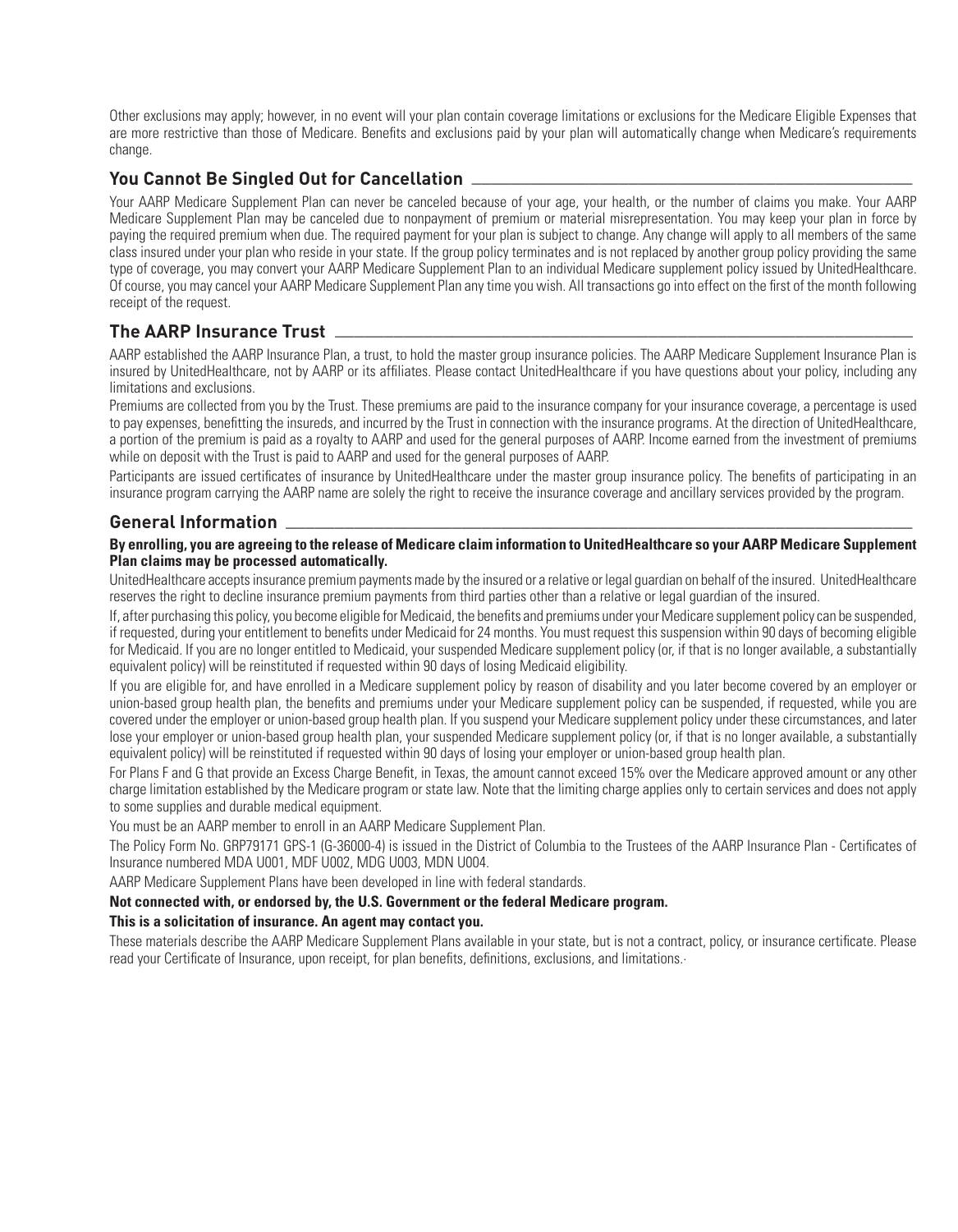Other exclusions may apply; however, in no event will your plan contain coverage limitations or exclusions for the Medicare Eligible Expenses that are more restrictive than those of Medicare. Benefits and exclusions paid by your plan will automatically change when Medicare's requirements change.

## You Cannot Be Singled Out for Cancellation

Your AARP Medicare Supplement Plan can never be canceled because of your age, your health, or the number of claims you make. Your AARP Medicare Supplement Plan may be canceled due to nonpayment of premium or material misrepresentation. You may keep your plan in force by paying the required premium when due. The required payment for your plan is subject to change. Any change will apply to all members of the same class insured under your plan who reside in your state. If the group policy terminates and is not replaced by another group policy providing the same type of coverage, you may convert your AARP Medicare Supplement Plan to an individual Medicare supplement policy issued by UnitedHealthcare. Of course, you may cancel your AARP Medicare Supplement Plan any time you wish. All transactions go into effect on the first of the month following receipt of the request.

## The AARP Insurance Trust

AARP established the AARP Insurance Plan, a trust, to hold the master group insurance policies. The AARP Medicare Supplement Insurance Plan is insured by UnitedHealthcare, not by AARP or its affiliates. Please contact UnitedHealthcare if you have questions about your policy, including any limitations and exclusions.

Premiums are collected from you by the Trust. These premiums are paid to the insurance company for your insurance coverage, a percentage is used to pay expenses, benefitting the insureds, and incurred by the Trust in connection with the insurance programs. At the direction of UnitedHealthcare, a portion of the premium is paid as a royalty to AARP and used for the general purposes of AARP. Income earned from the investment of premiums while on deposit with the Trust is paid to AARP and used for the general purposes of AARP.

Participants are issued certificates of insurance by UnitedHealthcare under the master group insurance policy. The benefits of participating in an insurance program carrying the AARP name are solely the right to receive the insurance coverage and ancillary services provided by the program.

## General Information

**By enrolling, you are agreeing to the release of Medicare claim information to UnitedHealthcare so your AARP Medicare Supplement Plan claims may be processed automatically.**

UnitedHealthcare accepts insurance premium payments made by the insured or a relative or legal guardian on behalf of the insured. UnitedHealthcare reserves the right to decline insurance premium payments from third parties other than a relative or legal guardian of the insured.

If, after purchasing this policy, you become eligible for Medicaid, the benefits and premiums under your Medicare supplement policy can be suspended, if requested, during your entitlement to benefits under Medicaid for 24 months. You must request this suspension within 90 days of becoming eligible for Medicaid. If you are no longer entitled to Medicaid, your suspended Medicare supplement policy (or, if that is no longer available, a substantially equivalent policy) will be reinstituted if requested within 90 days of losing Medicaid eligibility.

If you are eligible for, and have enrolled in a Medicare supplement policy by reason of disability and you later become covered by an employer or union-based group health plan, the benefits and premiums under your Medicare supplement policy can be suspended, if requested, while you are covered under the employer or union-based group health plan. If you suspend your Medicare supplement policy under these circumstances, and later lose your employer or union-based group health plan, your suspended Medicare supplement policy (or, if that is no longer available, a substantially equivalent policy) will be reinstituted if requested within 90 days of losing your employer or union-based group health plan.

For Plans F and G that provide an Excess Charge Benefit, in Texas, the amount cannot exceed 15% over the Medicare approved amount or any other charge limitation established by the Medicare program or state law. Note that the limiting charge applies only to certain services and does not apply to some supplies and durable medical equipment.

You must be an AARP member to enroll in an AARP Medicare Supplement Plan.

The Policy Form No. GRP79171 GPS-1 (G-36000-4) is issued in the District of Columbia to the Trustees of the AARP Insurance Plan - Certificates of Insurance numbered MDA U001, MDF U002, MDG U003, MDN U004.

AARP Medicare Supplement Plans have been developed in line with federal standards.

**Not connected with, or endorsed by, the U.S. Government or the federal Medicare program.**

**This is a solicitation of insurance. An agent may contact you.**

These materials describe the AARP Medicare Supplement Plans available in your state, but is not a contract, policy, or insurance certificate. Please read your Certificate of Insurance, upon receipt, for plan benefits, definitions, exclusions, and limitations.